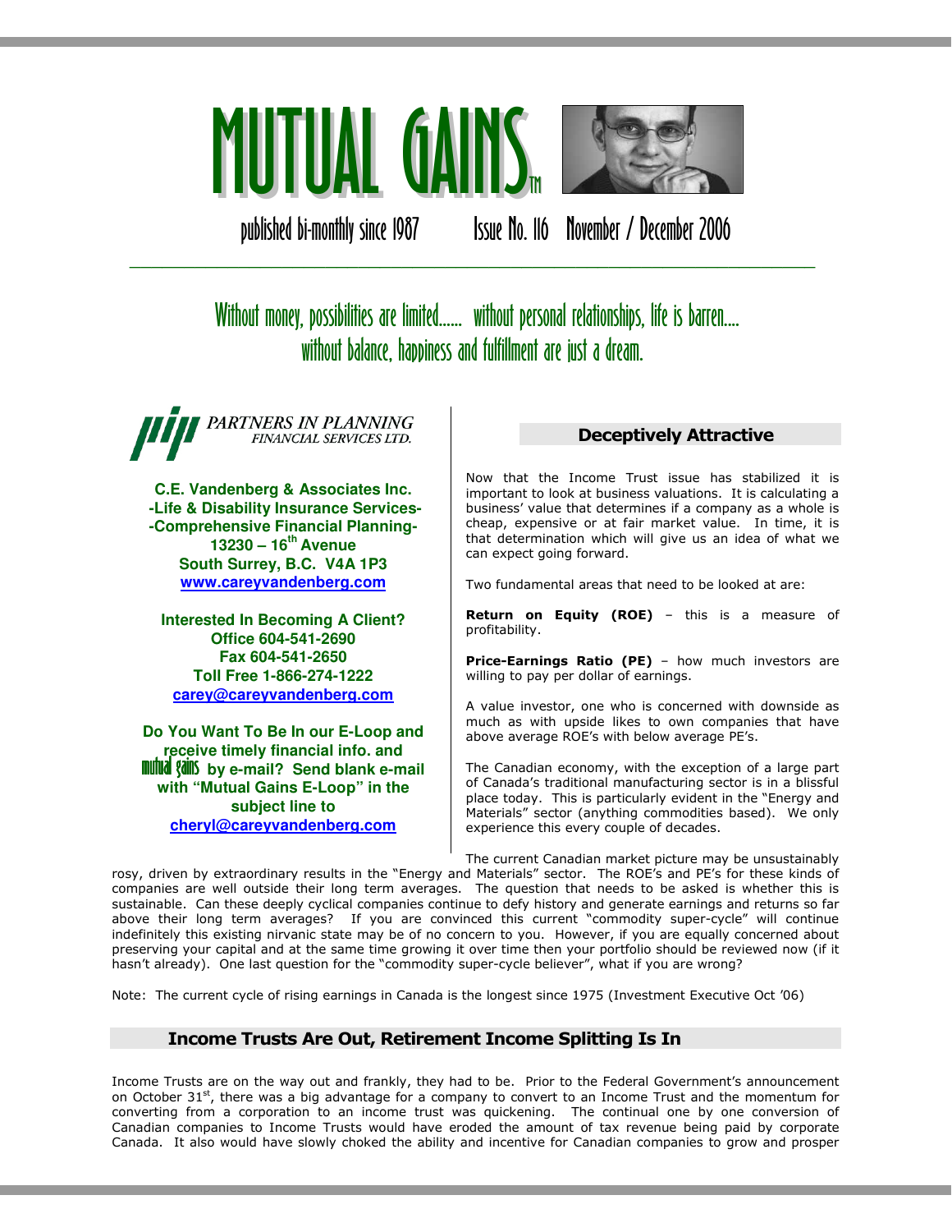# MUTUAL GAINS™

published bi-monthly since 1987 Issue No. 116 November / December 2006

Without money, possibilities are limited...... without personal relationships, life is barren.... without balance, happiness and fulfillment are just a dream.

PARTNERS IN PLANNING FINANCIAL SERVICES LTD.

**C.E. Vandenberg & Associates Inc.**
**-Life & Disability Insurance Services-**
**-Comprehensive Financial Planning-**
**13230 – 16th Avenue**
**South Surrey, B.C. V4A 1P3**
**www.careyvandenberg.com**

**Interested In Becoming A Client?**
**Office 604-541-2690**
**Fax 604-541-2650**
**Toll Free 1-866-274-1222**
**carey@careyvandenberg.com**

**Do You Want To Be In our E-Loop and receive timely financial info. and mutual gains by e-mail? Send blank e-mail with "Mutual Gains E-Loop" in the subject line to cheryl@careyvandenberg.com**

## Deceptively Attractive

Now that the Income Trust issue has stabilized it is important to look at business valuations. It is calculating a business' value that determines if a company as a whole is cheap, expensive or at fair market value. In time, it is that determination which will give us an idea of what we can expect going forward.

Two fundamental areas that need to be looked at are:

**Return on Equity (ROE)** – this is a measure of profitability.

**Price-Earnings Ratio (PE)** – how much investors are willing to pay per dollar of earnings.

A value investor, one who is concerned with downside as much as with upside likes to own companies that have above average ROE's with below average PE's.

The Canadian economy, with the exception of a large part of Canada's traditional manufacturing sector is in a blissful place today. This is particularly evident in the "Energy and Materials" sector (anything commodities based). We only experience this every couple of decades.

The current Canadian market picture may be unsustainably rosy, driven by extraordinary results in the "Energy and Materials" sector. The ROE's and PE's for these kinds of companies are well outside their long term averages. The question that needs to be asked is whether this is sustainable. Can these deeply cyclical companies continue to defy history and generate earnings and returns so far above their long term averages? If you are convinced this current "commodity super-cycle" will continue indefinitely this existing nirvanic state may be of no concern to you. However, if you are equally concerned about preserving your capital and at the same time growing it over time then your portfolio should be reviewed now (if it hasn't already). One last question for the "commodity super-cycle believer", what if you are wrong?

Note: The current cycle of rising earnings in Canada is the longest since 1975 (Investment Executive Oct '06)

## Income Trusts Are Out, Retirement Income Splitting Is In

Income Trusts are on the way out and frankly, they had to be. Prior to the Federal Government's announcement on October 31st, there was a big advantage for a company to convert to an Income Trust and the momentum for converting from a corporation to an income trust was quickening. The continual one by one conversion of Canadian companies to Income Trusts would have eroded the amount of tax revenue being paid by corporate Canada. It also would have slowly choked the ability and incentive for Canadian companies to grow and prosper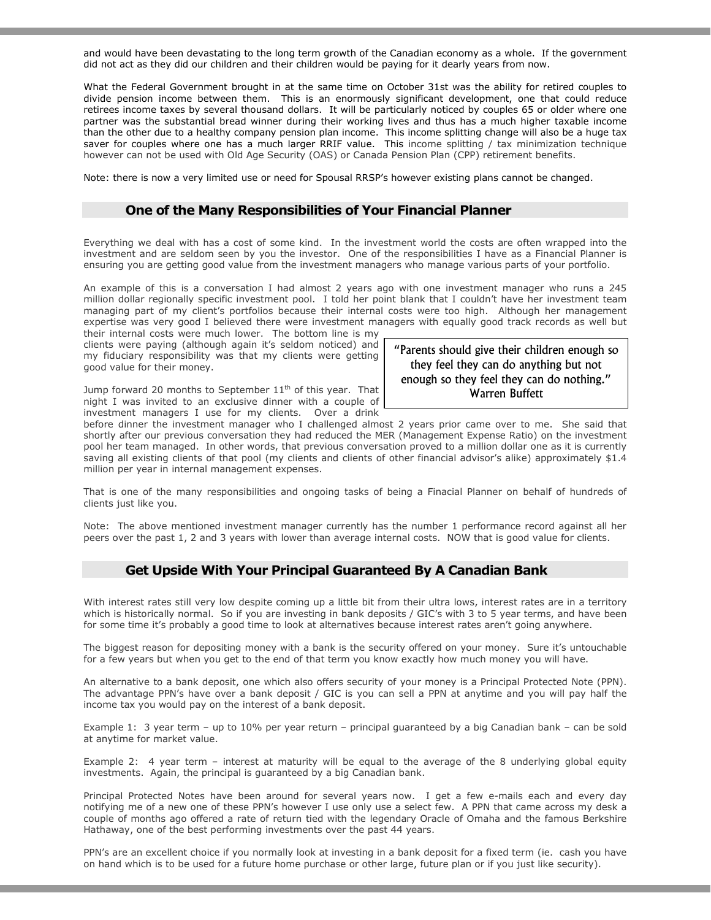and would have been devastating to the long term growth of the Canadian economy as a whole. If the government did not act as they did our children and their children would be paying for it dearly years from now.

What the Federal Government brought in at the same time on October 31st was the ability for retired couples to divide pension income between them. This is an enormously significant development, one that could reduce retirees income taxes by several thousand dollars. It will be particularly noticed by couples 65 or older where one partner was the substantial bread winner during their working lives and thus has a much higher taxable income than the other due to a healthy company pension plan income. This income splitting change will also be a huge tax saver for couples where one has a much larger RRIF value. This income splitting / tax minimization technique however can not be used with Old Age Security (OAS) or Canada Pension Plan (CPP) retirement benefits.

Note: there is now a very limited use or need for Spousal RRSP's however existing plans cannot be changed.

## One of the Many Responsibilities of Your Financial Planner

Everything we deal with has a cost of some kind. In the investment world the costs are often wrapped into the investment and are seldom seen by you the investor. One of the responsibilities I have as a Financial Planner is ensuring you are getting good value from the investment managers who manage various parts of your portfolio.

An example of this is a conversation I had almost 2 years ago with one investment manager who runs a 245 million dollar regionally specific investment pool. I told her point blank that I couldn't have her investment team managing part of my client's portfolios because their internal costs were too high. Although her management expertise was very good I believed there were investment managers with equally good track records as well but their internal costs were much lower. The bottom line is my clients were paying (although again it's seldom noticed) and my fiduciary responsibility was that my clients were getting good value for their money.

> "Parents should give their children enough so they feel they can do anything but not enough so they feel they can do nothing."
> Warren Buffett

Jump forward 20 months to September 11th of this year. That night I was invited to an exclusive dinner with a couple of investment managers I use for my clients. Over a drink before dinner the investment manager who I challenged almost 2 years prior came over to me. She said that shortly after our previous conversation they had reduced the MER (Management Expense Ratio) on the investment pool her team managed. In other words, that previous conversation proved to a million dollar one as it is currently saving all existing clients of that pool (my clients and clients of other financial advisor's alike) approximately $1.4 million per year in internal management expenses.

That is one of the many responsibilities and ongoing tasks of being a Finacial Planner on behalf of hundreds of clients just like you.

Note: The above mentioned investment manager currently has the number 1 performance record against all her peers over the past 1, 2 and 3 years with lower than average internal costs. NOW that is good value for clients.

## Get Upside With Your Principal Guaranteed By A Canadian Bank

With interest rates still very low despite coming up a little bit from their ultra lows, interest rates are in a territory which is historically normal. So if you are investing in bank deposits / GIC's with 3 to 5 year terms, and have been for some time it's probably a good time to look at alternatives because interest rates aren't going anywhere.

The biggest reason for depositing money with a bank is the security offered on your money. Sure it's untouchable for a few years but when you get to the end of that term you know exactly how much money you will have.

An alternative to a bank deposit, one which also offers security of your money is a Principal Protected Note (PPN). The advantage PPN's have over a bank deposit / GIC is you can sell a PPN at anytime and you will pay half the income tax you would pay on the interest of a bank deposit.

Example 1: 3 year term – up to 10% per year return – principal guaranteed by a big Canadian bank – can be sold at anytime for market value.

Example 2: 4 year term – interest at maturity will be equal to the average of the 8 underlying global equity investments. Again, the principal is guaranteed by a big Canadian bank.

Principal Protected Notes have been around for several years now. I get a few e-mails each and every day notifying me of a new one of these PPN's however I use only use a select few. A PPN that came across my desk a couple of months ago offered a rate of return tied with the legendary Oracle of Omaha and the famous Berkshire Hathaway, one of the best performing investments over the past 44 years.

PPN's are an excellent choice if you normally look at investing in a bank deposit for a fixed term (ie. cash you have on hand which is to be used for a future home purchase or other large, future plan or if you just like security).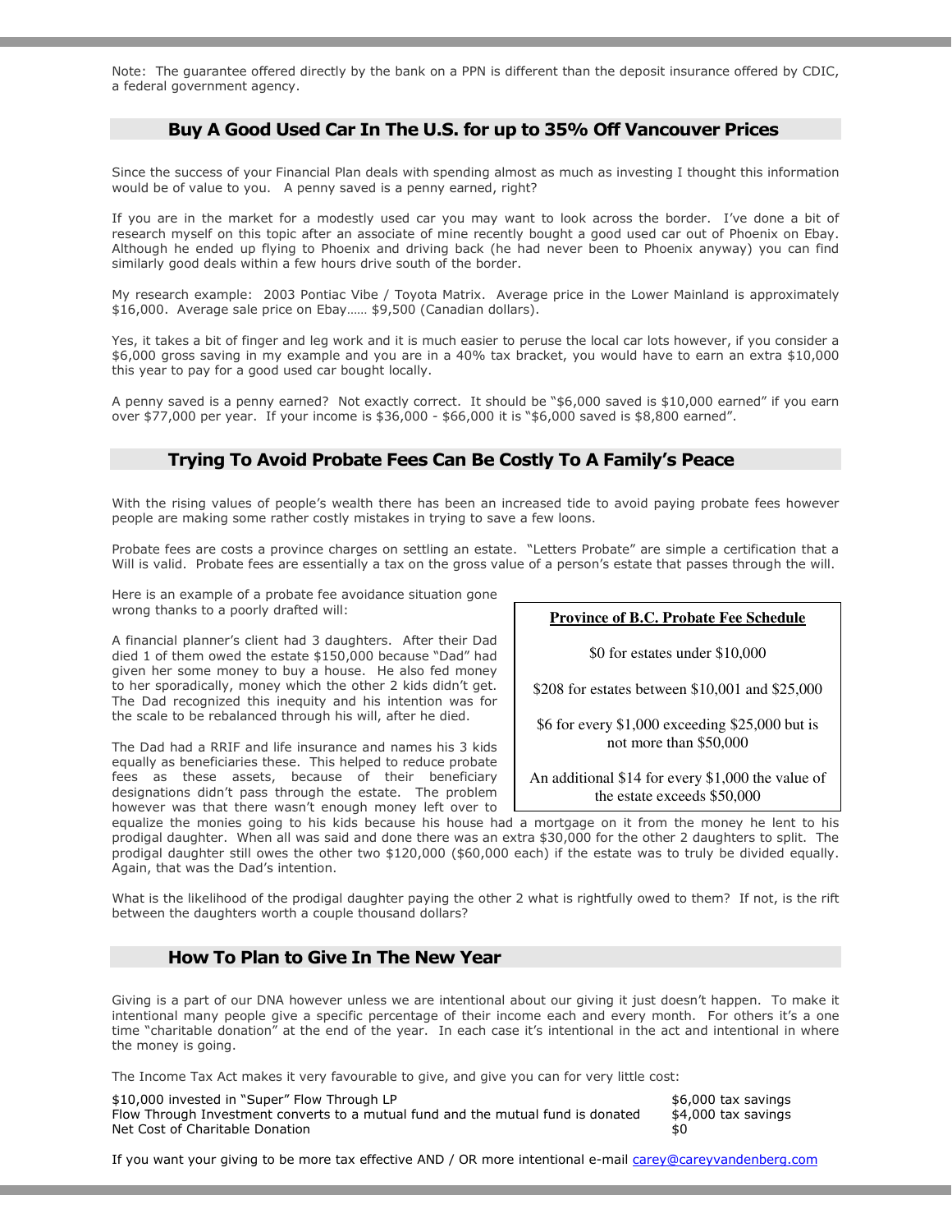Note: The guarantee offered directly by the bank on a PPN is different than the deposit insurance offered by CDIC, a federal government agency.

## Buy A Good Used Car In The U.S. for up to 35% Off Vancouver Prices

Since the success of your Financial Plan deals with spending almost as much as investing I thought this information would be of value to you. A penny saved is a penny earned, right?

If you are in the market for a modestly used car you may want to look across the border. I've done a bit of research myself on this topic after an associate of mine recently bought a good used car out of Phoenix on Ebay. Although he ended up flying to Phoenix and driving back (he had never been to Phoenix anyway) you can find similarly good deals within a few hours drive south of the border.

My research example: 2003 Pontiac Vibe / Toyota Matrix. Average price in the Lower Mainland is approximately $16,000. Average sale price on Ebay…… $9,500 (Canadian dollars).

Yes, it takes a bit of finger and leg work and it is much easier to peruse the local car lots however, if you consider a $6,000 gross saving in my example and you are in a 40% tax bracket, you would have to earn an extra $10,000 this year to pay for a good used car bought locally.

A penny saved is a penny earned? Not exactly correct. It should be "$6,000 saved is $10,000 earned" if you earn over $77,000 per year. If your income is $36,000 - $66,000 it is "$6,000 saved is $8,800 earned".

## Trying To Avoid Probate Fees Can Be Costly To A Family's Peace

With the rising values of people's wealth there has been an increased tide to avoid paying probate fees however people are making some rather costly mistakes in trying to save a few loons.

Probate fees are costs a province charges on settling an estate. "Letters Probate" are simple a certification that a Will is valid. Probate fees are essentially a tax on the gross value of a person's estate that passes through the will.

Here is an example of a probate fee avoidance situation gone wrong thanks to a poorly drafted will:

A financial planner's client had 3 daughters. After their Dad died 1 of them owed the estate $150,000 because "Dad" had given her some money to buy a house. He also fed money to her sporadically, money which the other 2 kids didn't get. The Dad recognized this inequity and his intention was for the scale to be rebalanced through his will, after he died.

The Dad had a RRIF and life insurance and names his 3 kids equally as beneficiaries these. This helped to reduce probate fees as these assets, because of their beneficiary designations didn't pass through the estate. The problem however was that there wasn't enough money left over to equalize the monies going to his kids because his house had a mortgage on it from the money he lent to his prodigal daughter. When all was said and done there was an extra $30,000 for the other 2 daughters to split. The prodigal daughter still owes the other two $120,000 ($60,000 each) if the estate was to truly be divided equally. Again, that was the Dad's intention.

**Province of B.C. Probate Fee Schedule**

$0 for estates under $10,000

$208 for estates between $10,001 and $25,000

$6 for every $1,000 exceeding $25,000 but is not more than $50,000

An additional $14 for every $1,000 the value of the estate exceeds $50,000

What is the likelihood of the prodigal daughter paying the other 2 what is rightfully owed to them? If not, is the rift between the daughters worth a couple thousand dollars?

## How To Plan to Give In The New Year

Giving is a part of our DNA however unless we are intentional about our giving it just doesn't happen. To make it intentional many people give a specific percentage of their income each and every month. For others it's a one time "charitable donation" at the end of the year. In each case it's intentional in the act and intentional in where the money is going.

The Income Tax Act makes it very favourable to give, and give you can for very little cost:

| | |
|---|---|
| $10,000 invested in "Super" Flow Through LP | $6,000 tax savings |
| Flow Through Investment converts to a mutual fund and the mutual fund is donated | $4,000 tax savings |
| Net Cost of Charitable Donation | $0 |

If you want your giving to be more tax effective AND / OR more intentional e-mail carey@careyvandenberg.com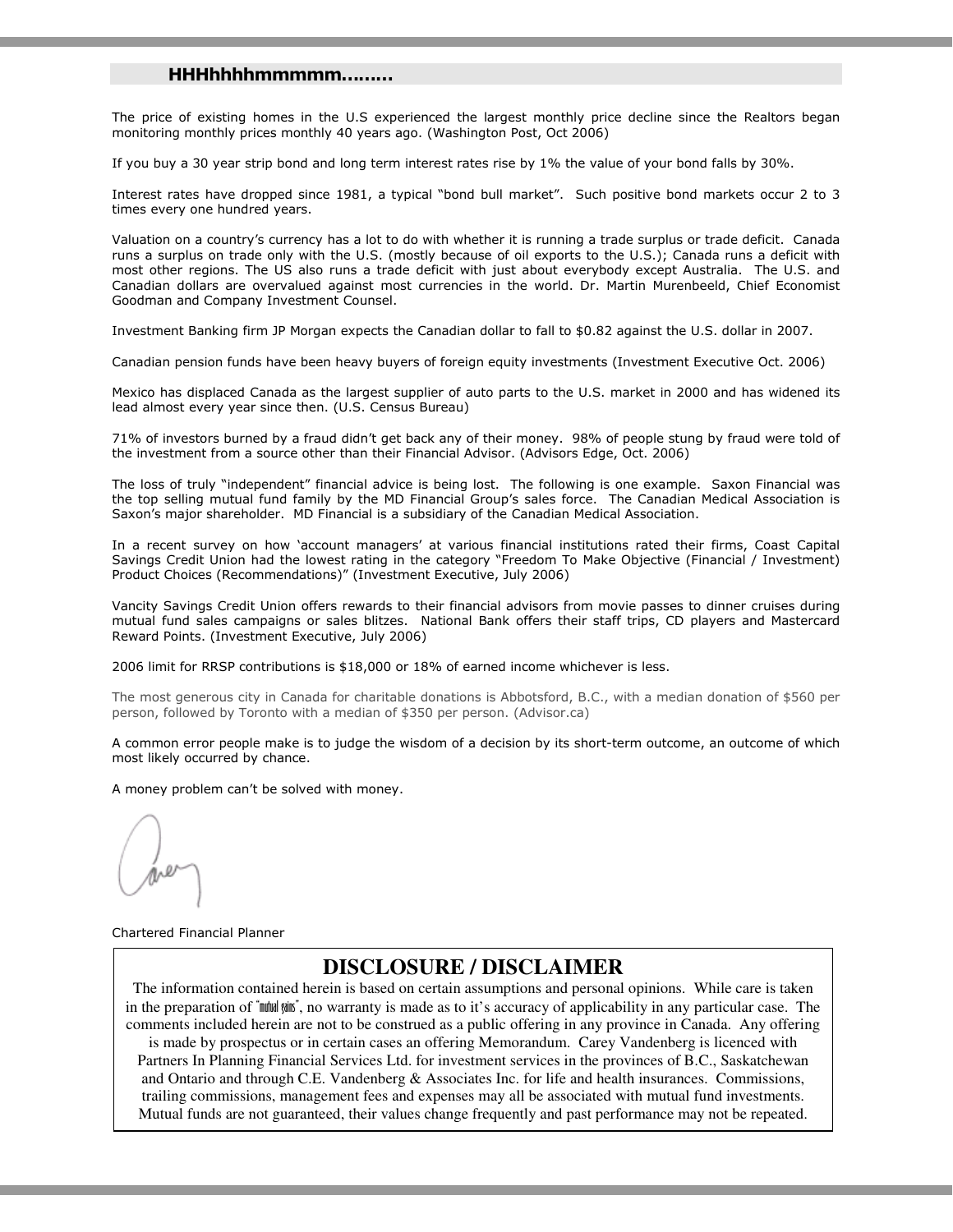## HHHhhhhmmmmm………

The price of existing homes in the U.S experienced the largest monthly price decline since the Realtors began monitoring monthly prices monthly 40 years ago. (Washington Post, Oct 2006)

If you buy a 30 year strip bond and long term interest rates rise by 1% the value of your bond falls by 30%.

Interest rates have dropped since 1981, a typical "bond bull market". Such positive bond markets occur 2 to 3 times every one hundred years.

Valuation on a country's currency has a lot to do with whether it is running a trade surplus or trade deficit. Canada runs a surplus on trade only with the U.S. (mostly because of oil exports to the U.S.); Canada runs a deficit with most other regions. The US also runs a trade deficit with just about everybody except Australia. The U.S. and Canadian dollars are overvalued against most currencies in the world. Dr. Martin Murenbeeld, Chief Economist Goodman and Company Investment Counsel.

Investment Banking firm JP Morgan expects the Canadian dollar to fall to $0.82 against the U.S. dollar in 2007.

Canadian pension funds have been heavy buyers of foreign equity investments (Investment Executive Oct. 2006)

Mexico has displaced Canada as the largest supplier of auto parts to the U.S. market in 2000 and has widened its lead almost every year since then. (U.S. Census Bureau)

71% of investors burned by a fraud didn't get back any of their money. 98% of people stung by fraud were told of the investment from a source other than their Financial Advisor. (Advisors Edge, Oct. 2006)

The loss of truly "independent" financial advice is being lost. The following is one example. Saxon Financial was the top selling mutual fund family by the MD Financial Group's sales force. The Canadian Medical Association is Saxon's major shareholder. MD Financial is a subsidiary of the Canadian Medical Association.

In a recent survey on how 'account managers' at various financial institutions rated their firms, Coast Capital Savings Credit Union had the lowest rating in the category "Freedom To Make Objective (Financial / Investment) Product Choices (Recommendations)" (Investment Executive, July 2006)

Vancity Savings Credit Union offers rewards to their financial advisors from movie passes to dinner cruises during mutual fund sales campaigns or sales blitzes. National Bank offers their staff trips, CD players and Mastercard Reward Points. (Investment Executive, July 2006)

2006 limit for RRSP contributions is $18,000 or 18% of earned income whichever is less.

The most generous city in Canada for charitable donations is Abbotsford, B.C., with a median donation of $560 per person, followed by Toronto with a median of $350 per person. (Advisor.ca)

A common error people make is to judge the wisdom of a decision by its short-term outcome, an outcome of which most likely occurred by chance.

A money problem can't be solved with money.

Carey

Chartered Financial Planner

## DISCLOSURE / DISCLAIMER

The information contained herein is based on certain assumptions and personal opinions. While care is taken in the preparation of "mutual gains", no warranty is made as to it's accuracy of applicability in any particular case. The comments included herein are not to be construed as a public offering in any province in Canada. Any offering is made by prospectus or in certain cases an offering Memorandum. Carey Vandenberg is licenced with Partners In Planning Financial Services Ltd. for investment services in the provinces of B.C., Saskatchewan and Ontario and through C.E. Vandenberg & Associates Inc. for life and health insurances. Commissions, trailing commissions, management fees and expenses may all be associated with mutual fund investments. Mutual funds are not guaranteed, their values change frequently and past performance may not be repeated.